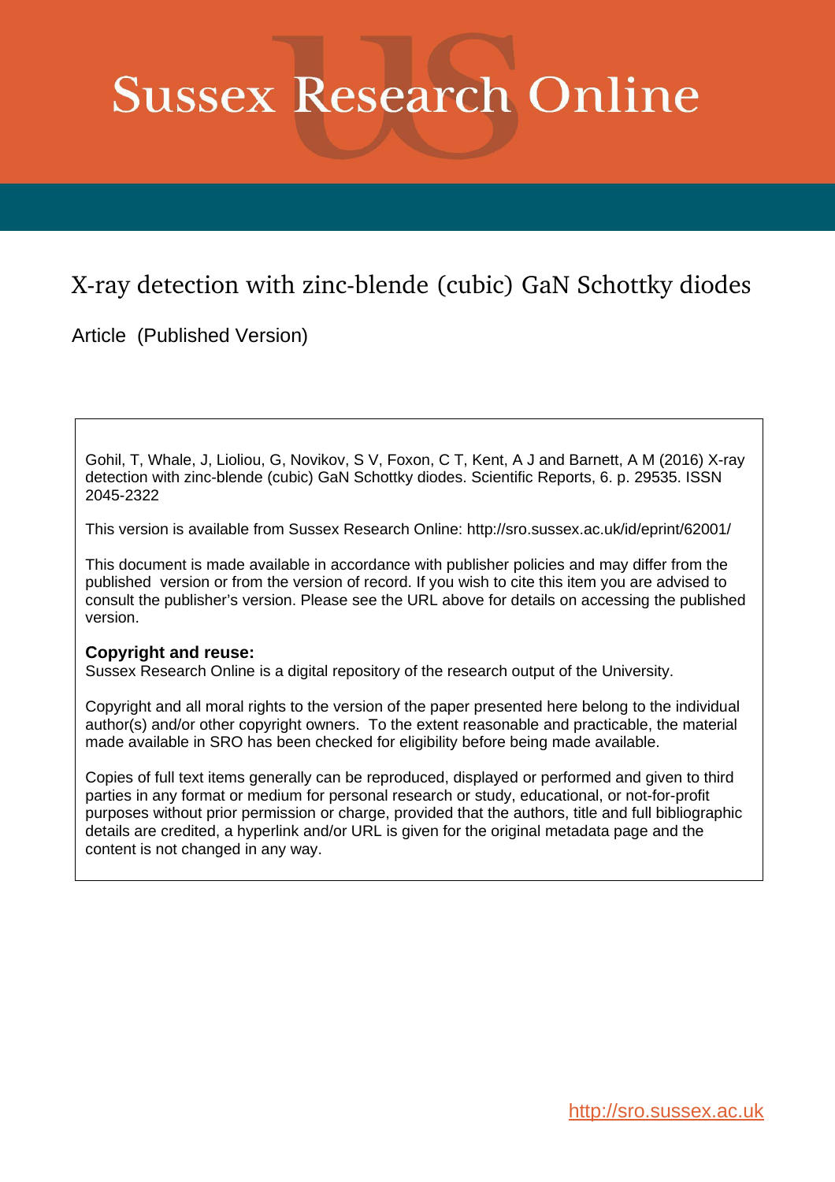# Sussex Research Online

## X-ray detection with zinc-blende (cubic) GaN Schottky diodes

Article (Published Version)

Gohil, T, Whale, J, Lioliou, G, Novikov, S V, Foxon, C T, Kent, A J and Barnett, A M (2016) X-ray detection with zinc-blende (cubic) GaN Schottky diodes. Scientific Reports, 6. p. 29535. ISSN 2045-2322

This version is available from Sussex Research Online: http://sro.sussex.ac.uk/id/eprint/62001/

This document is made available in accordance with publisher policies and may differ from the published version or from the version of record. If you wish to cite this item you are advised to consult the publisher's version. Please see the URL above for details on accessing the published version.

**Copyright and reuse:**
Sussex Research Online is a digital repository of the research output of the University.

Copyright and all moral rights to the version of the paper presented here belong to the individual author(s) and/or other copyright owners. To the extent reasonable and practicable, the material made available in SRO has been checked for eligibility before being made available.

Copies of full text items generally can be reproduced, displayed or performed and given to third parties in any format or medium for personal research or study, educational, or not-for-profit purposes without prior permission or charge, provided that the authors, title and full bibliographic details are credited, a hyperlink and/or URL is given for the original metadata page and the content is not changed in any way.

http://sro.sussex.ac.uk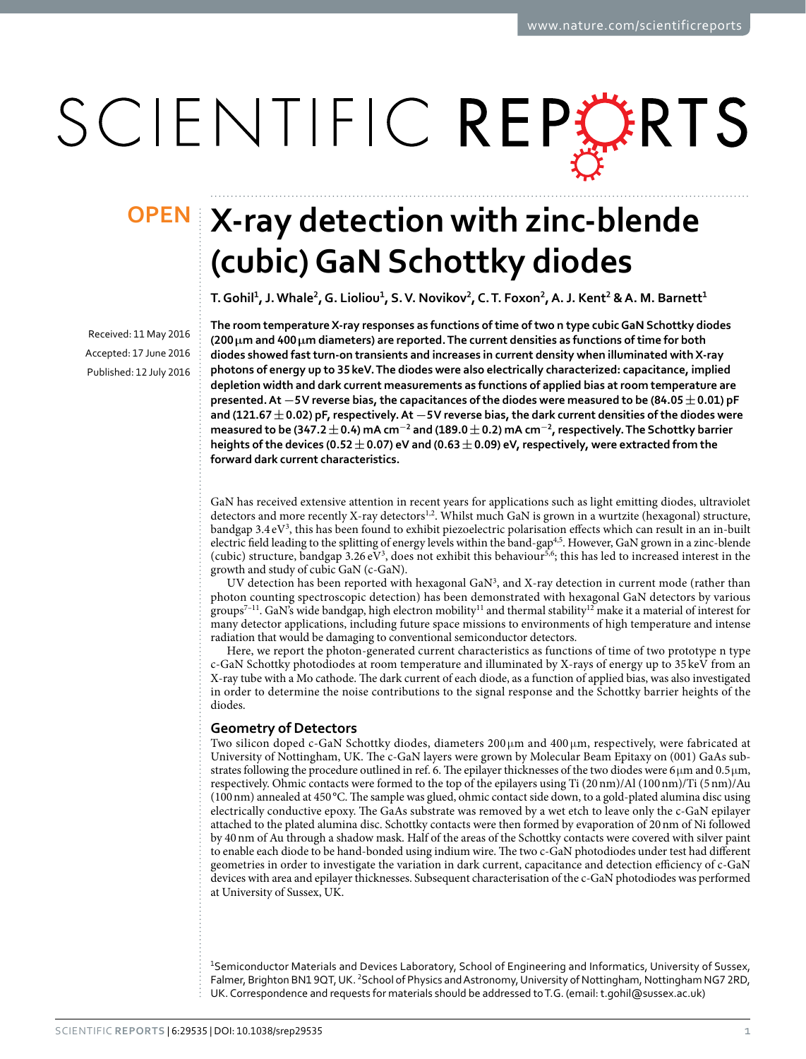# X-ray detection with zinc-blende (cubic) GaN Schottky diodes

**T. Gohil[1], J. Whale[2], G. Lioliou[1], S. V. Novikov[2], C. T. Foxon[2], A. J. Kent[2] & A. M. Barnett[1]**

OPEN

Received: 11 May 2016
Accepted: 17 June 2016
Published: 12 July 2016

**The room temperature X-ray responses as functions of time of two n type cubic GaN Schottky diodes (200 μm and 400 μm diameters) are reported. The current densities as functions of time for both diodes showed fast turn-on transients and increases in current density when illuminated with X-ray photons of energy up to 35 keV. The diodes were also electrically characterized: capacitance, implied depletion width and dark current measurements as functions of applied bias at room temperature are presented. At −5 V reverse bias, the capacitances of the diodes were measured to be (84.05 ± 0.01) pF and (121.67 ± 0.02) pF, respectively. At −5 V reverse bias, the dark current densities of the diodes were measured to be (347.2 ± 0.4) mA cm$^{-2}$ and (189.0 ± 0.2) mA cm$^{-2}$, respectively. The Schottky barrier heights of the devices (0.52 ± 0.07) eV and (0.63 ± 0.09) eV, respectively, were extracted from the forward dark current characteristics.**

GaN has received extensive attention in recent years for applications such as light emitting diodes, ultraviolet detectors and more recently X-ray detectors[1,2]. Whilst much GaN is grown in a wurtzite (hexagonal) structure, bandgap 3.4 eV[3], this has been found to exhibit piezoelectric polarisation effects which can result in an in-built electric field leading to the splitting of energy levels within the band-gap[4,5]. However, GaN grown in a zinc-blende (cubic) structure, bandgap 3.26 eV[3], does not exhibit this behaviour[5,6]; this has led to increased interest in the growth and study of cubic GaN (c-GaN).

UV detection has been reported with hexagonal GaN[3], and X-ray detection in current mode (rather than photon counting spectroscopic detection) has been demonstrated with hexagonal GaN detectors by various groups[7–11]. GaN's wide bandgap, high electron mobility[11] and thermal stability[12] make it a material of interest for many detector applications, including future space missions to environments of high temperature and intense radiation that would be damaging to conventional semiconductor detectors.

Here, we report the photon-generated current characteristics as functions of time of two prototype n type c-GaN Schottky photodiodes at room temperature and illuminated by X-rays of energy up to 35 keV from an X-ray tube with a Mo cathode. The dark current of each diode, as a function of applied bias, was also investigated in order to determine the noise contributions to the signal response and the Schottky barrier heights of the diodes.

## Geometry of Detectors

Two silicon doped c-GaN Schottky diodes, diameters 200 μm and 400 μm, respectively, were fabricated at University of Nottingham, UK. The c-GaN layers were grown by Molecular Beam Epitaxy on (001) GaAs substrates following the procedure outlined in ref. 6. The epilayer thicknesses of the two diodes were 6 μm and 0.5 μm, respectively. Ohmic contacts were formed to the top of the epilayers using Ti (20 nm)/Al (100 nm)/Ti (5 nm)/Au (100 nm) annealed at 450 °C. The sample was glued, ohmic contact side down, to a gold-plated alumina disc using electrically conductive epoxy. The GaAs substrate was removed by a wet etch to leave only the c-GaN epilayer attached to the plated alumina disc. Schottky contacts were then formed by evaporation of 20 nm of Ni followed by 40 nm of Au through a shadow mask. Half of the areas of the Schottky contacts were covered with silver paint to enable each diode to be hand-bonded using indium wire. The two c-GaN photodiodes under test had different geometries in order to investigate the variation in dark current, capacitance and detection efficiency of c-GaN devices with area and epilayer thicknesses. Subsequent characterisation of the c-GaN photodiodes was performed at University of Sussex, UK.

[1]Semiconductor Materials and Devices Laboratory, School of Engineering and Informatics, University of Sussex, Falmer, Brighton BN1 9QT, UK. [2]School of Physics and Astronomy, University of Nottingham, Nottingham NG7 2RD, UK. Correspondence and requests for materials should be addressed to T.G. (email: t.gohil@sussex.ac.uk)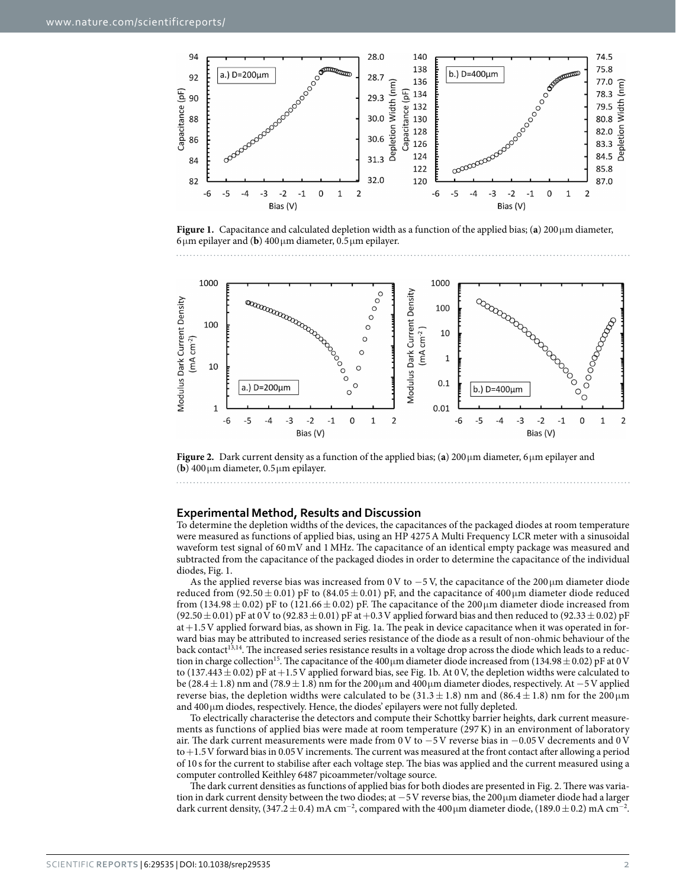a.) D=200μm

Capacitance (pF)

94
92
90
88
86
84
82

Depletion Width (nm)

28.0
28.7
29.3
30.0
30.6
31.3
32.0

-6 -5 -4 -3 -2 -1 0 1 2

Bias (V)

b.) D=400μm

Capacitance (pF)

140
138
136
134
132
130
128
126
124
122
120

Depletion Width (nm)

74.5
75.8
77.0
78.3
79.5
80.8
82.0
83.3
84.5
85.8
87.0

-6 -5 -4 -3 -2 -1 0 1 2

Bias (V)

**Figure 1.** Capacitance and calculated depletion width as a function of the applied bias; (**a**) 200 μm diameter, 6 μm epilayer and (**b**) 400 μm diameter, 0.5 μm epilayer.

a.) D=200μm

Modulus Dark Current Density (mA cm$^{-2}$)

1000
100
10
1

-6 -5 -4 -3 -2 -1 0 1 2

Bias (V)

b.) D=400μm

Modulus Dark Current Density (mA cm$^{-2}$)

1000
100
10
1
0.1
0.01

-6 -5 -4 -3 -2 -1 0 1 2

Bias (V)

**Figure 2.** Dark current density as a function of the applied bias; (**a**) 200 μm diameter, 6 μm epilayer and (**b**) 400 μm diameter, 0.5 μm epilayer.

## Experimental Method, Results and Discussion

To determine the depletion widths of the devices, the capacitances of the packaged diodes at room temperature were measured as functions of applied bias, using an HP 4275 A Multi Frequency LCR meter with a sinusoidal waveform test signal of 60 mV and 1 MHz. The capacitance of an identical empty package was measured and subtracted from the capacitance of the packaged diodes in order to determine the capacitance of the individual diodes, Fig. 1.

As the applied reverse bias was increased from 0 V to −5 V, the capacitance of the 200 μm diameter diode reduced from (92.50 ± 0.01) pF to (84.05 ± 0.01) pF, and the capacitance of 400 μm diameter diode reduced from (134.98 ± 0.02) pF to (121.66 ± 0.02) pF. The capacitance of the 200 μm diameter diode increased from (92.50 ± 0.01) pF at 0 V to (92.83 ± 0.01) pF at +0.3 V applied forward bias and then reduced to (92.33 ± 0.02) pF at +1.5 V applied forward bias, as shown in Fig. 1a. The peak in device capacitance when it was operated in forward bias may be attributed to increased series resistance of the diode as a result of non-ohmic behaviour of the back contact[13,14]. The increased series resistance results in a voltage drop across the diode which leads to a reduction in charge collection[15]. The capacitance of the 400 μm diameter diode increased from (134.98 ± 0.02) pF at 0 V to (137.443 ± 0.02) pF at +1.5 V applied forward bias, see Fig. 1b. At 0 V, the depletion widths were calculated to be (28.4 ± 1.8) nm and (78.9 ± 1.8) nm for the 200 μm and 400 μm diameter diodes, respectively. At −5 V applied reverse bias, the depletion widths were calculated to be (31.3 ± 1.8) nm and (86.4 ± 1.8) nm for the 200 μm and 400 μm diodes, respectively. Hence, the diodes' epilayers were not fully depleted.

To electrically characterise the detectors and compute their Schottky barrier heights, dark current measurements as functions of applied bias were made at room temperature (297 K) in an environment of laboratory air. The dark current measurements were made from 0 V to −5 V reverse bias in −0.05 V decrements and 0 V to +1.5 V forward bias in 0.05 V increments. The current was measured at the front contact after allowing a period of 10 s for the current to stabilise after each voltage step. The bias was applied and the current measured using a computer controlled Keithley 6487 picoammeter/voltage source.

The dark current densities as functions of applied bias for both diodes are presented in Fig. 2. There was variation in dark current density between the two diodes; at −5 V reverse bias, the 200 μm diameter diode had a larger dark current density, (347.2 ± 0.4) mA cm$^{-2}$, compared with the 400 μm diameter diode, (189.0 ± 0.2) mA cm$^{-2}$.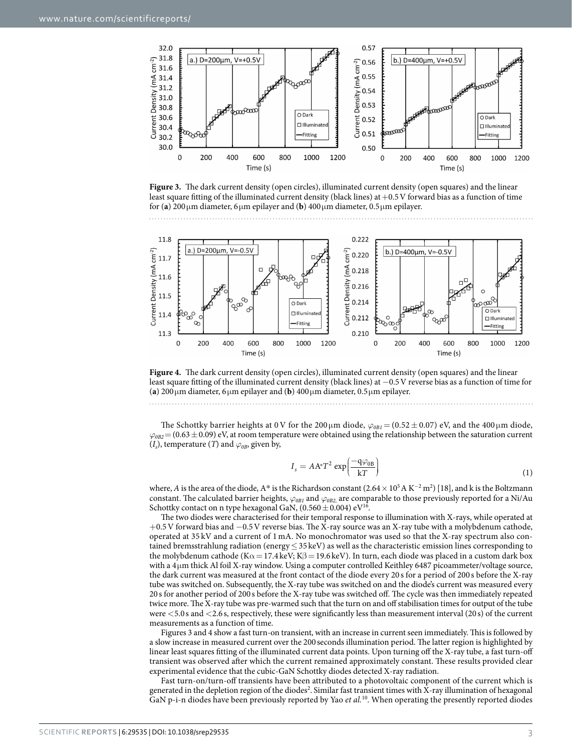32.0
31.8
31.6
31.4
31.2
31.0
30.8
30.6
30.4
30.2
30.0

a.) D=200μm, V=+0.5V

Current Density (mA cm⁻²)

0 200 400 600 800 1000 1200

Time (s)

○ Dark
□ Illuminated
—Fitting

0.57
0.56
0.55
0.54
0.53
0.52
0.51
0.50

b.) D=400μm, V=+0.5V

Current Density (mA cm⁻²)

0 200 400 600 800 1000 1200

Time (s)

○ Dark
□ Illuminated
—Fitting

**Figure 3.** The dark current density (open circles), illuminated current density (open squares) and the linear least square fitting of the illuminated current density (black lines) at +0.5 V forward bias as a function of time for (**a**) 200 μm diameter, 6 μm epilayer and (**b**) 400 μm diameter, 0.5 μm epilayer.

11.8
11.7
11.6
11.5
11.4
11.3

a.) D=200μm, V=-0.5V

Current Density (mA cm⁻²)

0 200 400 600 800 1000 1200

Time (s)

○ Dark
□ Illuminated
—Fitting

0.222
0.220
0.218
0.216
0.214
0.212
0.210

b.) D=400μm, V=-0.5V

Current Density (mA cm⁻²)

0 200 400 600 800 1000 1200

Time (s)

○ Dark
□ Illuminated
—Fitting

**Figure 4.** The dark current density (open circles), illuminated current density (open squares) and the linear least square fitting of the illuminated current density (black lines) at −0.5 V reverse bias as a function of time for (**a**) 200 μm diameter, 6 μm epilayer and (**b**) 400 μm diameter, 0.5 μm epilayer.

The Schottky barrier heights at 0 V for the 200 μm diode, $\varphi_{0B1} = (0.52 \pm 0.07)$ eV, and the 400 μm diode, $\varphi_{0B2} = (0.63 \pm 0.09)$ eV, at room temperature were obtained using the relationship between the saturation current ($I_s$), temperature ($T$) and $\varphi_{0B}$, given by,

$$I_s = AA^{*}T^2 \exp\left(\frac{-q\varphi_{0B}}{kT}\right) \tag{1}$$

where, $A$ is the area of the diode, A* is the Richardson constant ($2.64 \times 10^5\,\mathrm{A\,K^{-2}\,m^2}$) [18], and k is the Boltzmann constant. The calculated barrier heights, $\varphi_{0B1}$ and $\varphi_{0B2}$, are comparable to those previously reported for a Ni/Au Schottky contact on n type hexagonal GaN, $(0.560 \pm 0.004)$ eV[16].

The two diodes were characterised for their temporal response to illumination with X-rays, while operated at +0.5 V forward bias and −0.5 V reverse bias. The X-ray source was an X-ray tube with a molybdenum cathode, operated at 35 kV and a current of 1 mA. No monochromator was used so that the X-ray spectrum also contained bremsstrahlung radiation (energy ≤ 35 keV) as well as the characteristic emission lines corresponding to the molybdenum cathode (Kα = 17.4 keV; Kβ = 19.6 keV). In turn, each diode was placed in a custom dark box with a 4 μm thick Al foil X-ray window. Using a computer controlled Keithley 6487 picoammeter/voltage source, the dark current was measured at the front contact of the diode every 20 s for a period of 200 s before the X-ray tube was switched on. Subsequently, the X-ray tube was switched on and the diode's current was measured every 20 s for another period of 200 s before the X-ray tube was switched off. The cycle was then immediately repeated twice more. The X-ray tube was pre-warmed such that the turn on and off stabilisation times for output of the tube were <5.0 s and <2.6 s, respectively, these were significantly less than measurement interval (20 s) of the current measurements as a function of time.

Figures 3 and 4 show a fast turn-on transient, with an increase in current seen immediately. This is followed by a slow increase in measured current over the 200 seconds illumination period. The latter region is highlighted by linear least squares fitting of the illuminated current data points. Upon turning off the X-ray tube, a fast turn-off transient was observed after which the current remained approximately constant. These results provided clear experimental evidence that the cubic-GaN Schottky diodes detected X-ray radiation.

Fast turn-on/turn-off transients have been attributed to a photovoltaic component of the current which is generated in the depletion region of the diodes[2]. Similar fast transient times with X-ray illumination of hexagonal GaN p-i-n diodes have been previously reported by Yao *et al.*[10]. When operating the presently reported diodes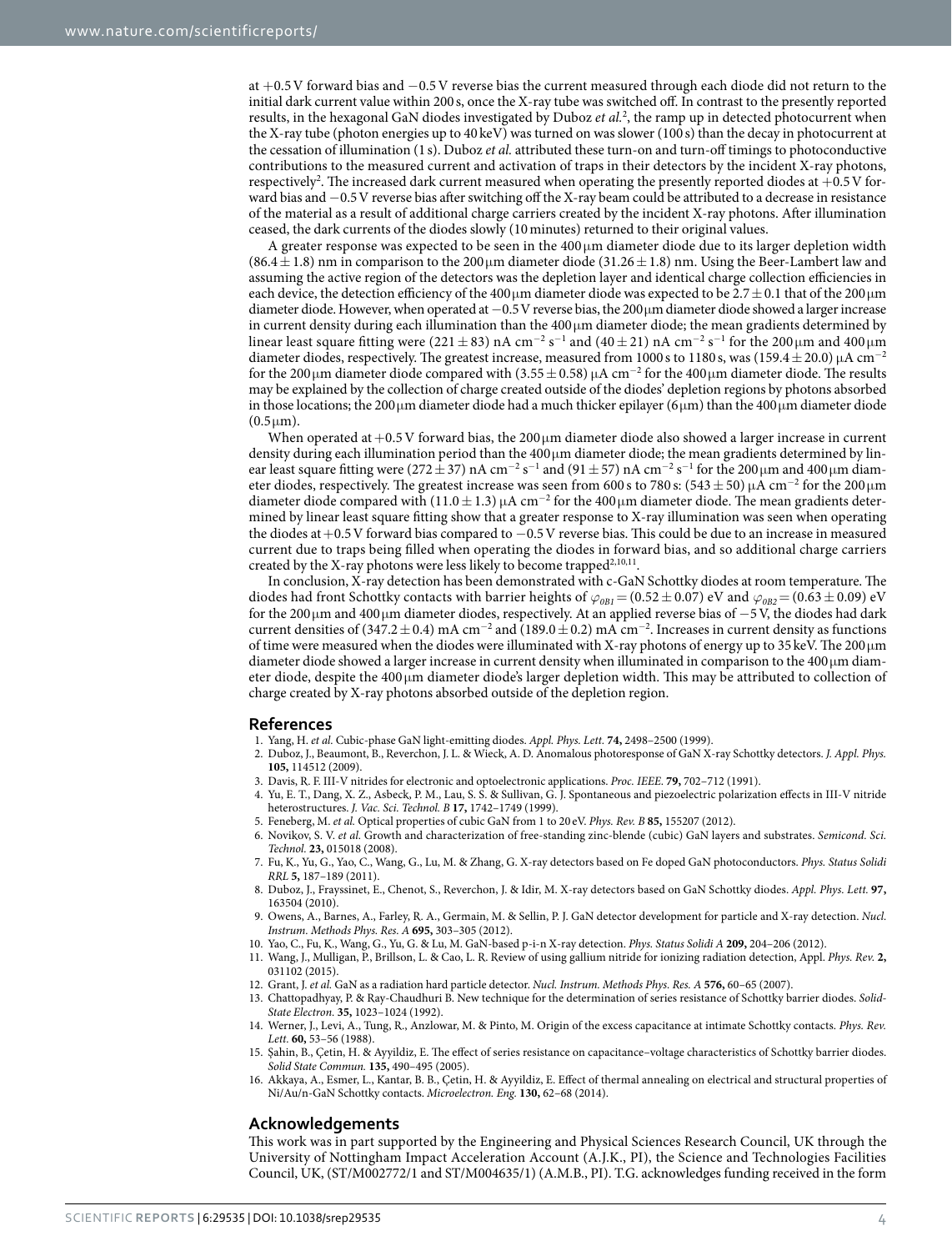at +0.5 V forward bias and −0.5 V reverse bias the current measured through each diode did not return to the initial dark current value within 200 s, once the X-ray tube was switched off. In contrast to the presently reported results, in the hexagonal GaN diodes investigated by Duboz *et al.*[2], the ramp up in detected photocurrent when the X-ray tube (photon energies up to 40 keV) was turned on was slower (100 s) than the decay in photocurrent at the cessation of illumination (1 s). Duboz *et al.* attributed these turn-on and turn-off timings to photoconductive contributions to the measured current and activation of traps in their detectors by the incident X-ray photons, respectively[2]. The increased dark current measured when operating the presently reported diodes at +0.5 V forward bias and −0.5 V reverse bias after switching off the X-ray beam could be attributed to a decrease in resistance of the material as a result of additional charge carriers created by the incident X-ray photons. After illumination ceased, the dark currents of the diodes slowly (10 minutes) returned to their original values.

A greater response was expected to be seen in the 400 μm diameter diode due to its larger depletion width (86.4 ± 1.8) nm in comparison to the 200 μm diameter diode (31.26 ± 1.8) nm. Using the Beer-Lambert law and assuming the active region of the detectors was the depletion layer and identical charge collection efficiencies in each device, the detection efficiency of the 400 μm diameter diode was expected to be 2.7 ± 0.1 that of the 200 μm diameter diode. However, when operated at −0.5 V reverse bias, the 200 μm diameter diode showed a larger increase in current density during each illumination than the 400 μm diameter diode; the mean gradients determined by linear least square fitting were (221 ± 83) nA cm$^{-2}$ s$^{-1}$ and (40 ± 21) nA cm$^{-2}$ s$^{-1}$ for the 200 μm and 400 μm diameter diodes, respectively. The greatest increase, measured from 1000 s to 1180 s, was (159.4 ± 20.0) μA cm$^{-2}$ for the 200 μm diameter diode compared with (3.55 ± 0.58) μA cm$^{-2}$ for the 400 μm diameter diode. The results may be explained by the collection of charge created outside of the diodes' depletion regions by photons absorbed in those locations; the 200 μm diameter diode had a much thicker epilayer (6 μm) than the 400 μm diameter diode (0.5 μm).

When operated at +0.5 V forward bias, the 200 μm diameter diode also showed a larger increase in current density during each illumination period than the 400 μm diameter diode; the mean gradients determined by linear least square fitting were (272 ± 37) nA cm$^{-2}$ s$^{-1}$ and (91 ± 57) nA cm$^{-2}$ s$^{-1}$ for the 200 μm and 400 μm diameter diodes, respectively. The greatest increase was seen from 600 s to 780 s: (543 ± 50) μA cm$^{-2}$ for the 200 μm diameter diode compared with (11.0 ± 1.3) μA cm$^{-2}$ for the 400 μm diameter diode. The mean gradients determined by linear least square fitting show that a greater response to X-ray illumination was seen when operating the diodes at +0.5 V forward bias compared to −0.5 V reverse bias. This could be due to an increase in measured current due to traps being filled when operating the diodes in forward bias, and so additional charge carriers created by the X-ray photons were less likely to become trapped[2,10,11].

In conclusion, X-ray detection has been demonstrated with c-GaN Schottky diodes at room temperature. The diodes had front Schottky contacts with barrier heights of $\varphi_{0B1} = (0.52 \pm 0.07)$ eV and $\varphi_{0B2} = (0.63 \pm 0.09)$ eV for the 200 μm and 400 μm diameter diodes, respectively. At an applied reverse bias of −5 V, the diodes had dark current densities of (347.2 ± 0.4) mA cm$^{-2}$ and (189.0 ± 0.2) mA cm$^{-2}$. Increases in current density as functions of time were measured when the diodes were illuminated with X-ray photons of energy up to 35 keV. The 200 μm diameter diode showed a larger increase in current density when illuminated in comparison to the 400 μm diameter diode, despite the 400 μm diameter diode's larger depletion width. This may be attributed to collection of charge created by X-ray photons absorbed outside of the depletion region.

## References

1. Yang, H. *et al.* Cubic-phase GaN light-emitting diodes. *Appl. Phys. Lett.* **74,** 2498–2500 (1999).
2. Duboz, J., Beaumont, B., Reverchon, J. L. & Wieck, A. D. Anomalous photoresponse of GaN X-ray Schottky detectors. *J. Appl. Phys.* **105,** 114512 (2009).
3. Davis, R. F. III-V nitrides for electronic and optoelectronic applications. *Proc. IEEE.* **79,** 702–712 (1991).
4. Yu, E. T., Dang, X. Z., Asbeck, P. M., Lau, S. S. & Sullivan, G. J. Spontaneous and piezoelectric polarization effects in III-V nitride heterostructures. *J. Vac. Sci. Technol. B* **17,** 1742–1749 (1999).
5. Feneberg, M. *et al.* Optical properties of cubic GaN from 1 to 20 eV. *Phys. Rev. B* **85,** 155207 (2012).
6. Novikov, S. V. *et al.* Growth and characterization of free-standing zinc-blende (cubic) GaN layers and substrates. *Semicond. Sci. Technol.* **23,** 015018 (2008).
7. Fu, K., Yu, G., Yao, C., Wang, G., Lu, M. & Zhang, G. X-ray detectors based on Fe doped GaN photoconductors. *Phys. Status Solidi RRL* **5,** 187–189 (2011).
8. Duboz, J., Frayssinet, E., Chenot, S., Reverchon, J. & Idir, M. X-ray detectors based on GaN Schottky diodes. *Appl. Phys. Lett.* **97,** 163504 (2010).
9. Owens, A., Barnes, A., Farley, R. A., Germain, M. & Sellin, P. J. GaN detector development for particle and X-ray detection. *Nucl. Instrum. Methods Phys. Res. A* **695,** 303–305 (2012).
10. Yao, C., Fu, K., Wang, G., Yu, G. & Lu, M. GaN-based p-i-n X-ray detection. *Phys. Status Solidi A* **209,** 204–206 (2012).
11. Wang, J., Mulligan, P., Brillson, L. & Cao, L. R. Review of using gallium nitride for ionizing radiation detection, Appl. *Phys. Rev.* **2,** 031102 (2015).
12. Grant, J. *et al.* GaN as a radiation hard particle detector. *Nucl. Instrum. Methods Phys. Res. A* **576,** 60–65 (2007).
13. Chattopadhyay, P. & Ray-Chaudhuri B. New technique for the determination of series resistance of Schottky barrier diodes. *Solid-State Electron.* **35,** 1023–1024 (1992).
14. Werner, J., Levi, A., Tung, R., Anzlowar, M. & Pinto, M. Origin of the excess capacitance at intimate Schottky contacts. *Phys. Rev. Lett.* **60,** 53–56 (1988).
15. Şahin, B., Çetin, H. & Ayyildiz, E. The effect of series resistance on capacitance–voltage characteristics of Schottky barrier diodes. *Solid State Commun.* **135,** 490–495 (2005).
16. Akkaya, A., Esmer, L., Kantar, B. B., Çetin, H. & Ayyildiz, E. Effect of thermal annealing on electrical and structural properties of Ni/Au/n-GaN Schottky contacts. *Microelectron. Eng.* **130,** 62–68 (2014).

## Acknowledgements

This work was in part supported by the Engineering and Physical Sciences Research Council, UK through the University of Nottingham Impact Acceleration Account (A.J.K., PI), the Science and Technologies Facilities Council, UK, (ST/M002772/1 and ST/M004635/1) (A.M.B., PI). T.G. acknowledges funding received in the form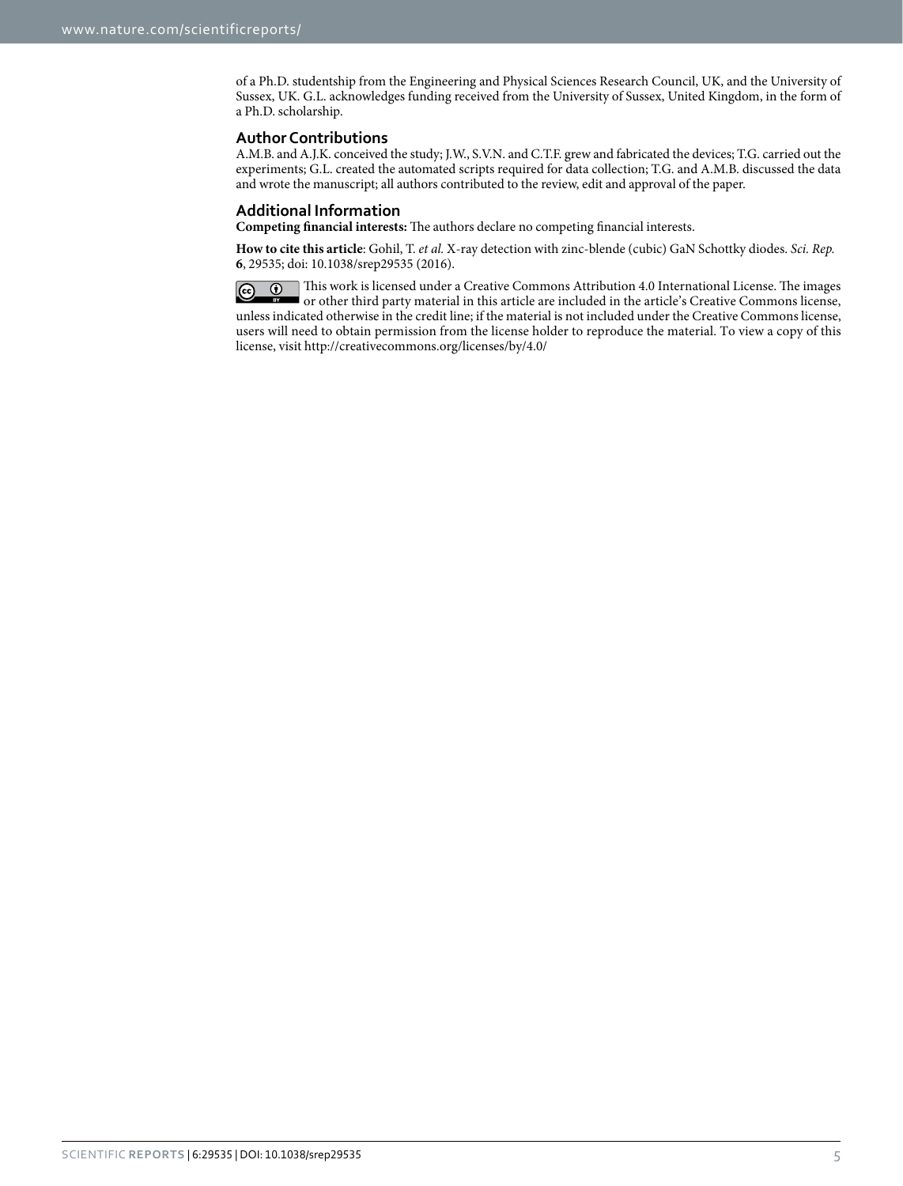of a Ph.D. studentship from the Engineering and Physical Sciences Research Council, UK, and the University of Sussex, UK. G.L. acknowledges funding received from the University of Sussex, United Kingdom, in the form of a Ph.D. scholarship.

## Author Contributions

A.M.B. and A.J.K. conceived the study; J.W., S.V.N. and C.T.F. grew and fabricated the devices; T.G. carried out the experiments; G.L. created the automated scripts required for data collection; T.G. and A.M.B. discussed the data and wrote the manuscript; all authors contributed to the review, edit and approval of the paper.

## Additional Information

**Competing financial interests:** The authors declare no competing financial interests.

**How to cite this article**: Gohil, T. *et al.* X-ray detection with zinc-blende (cubic) GaN Schottky diodes. *Sci. Rep.* **6**, 29535; doi: 10.1038/srep29535 (2016).

This work is licensed under a Creative Commons Attribution 4.0 International License. The images or other third party material in this article are included in the article's Creative Commons license, unless indicated otherwise in the credit line; if the material is not included under the Creative Commons license, users will need to obtain permission from the license holder to reproduce the material. To view a copy of this license, visit http://creativecommons.org/licenses/by/4.0/